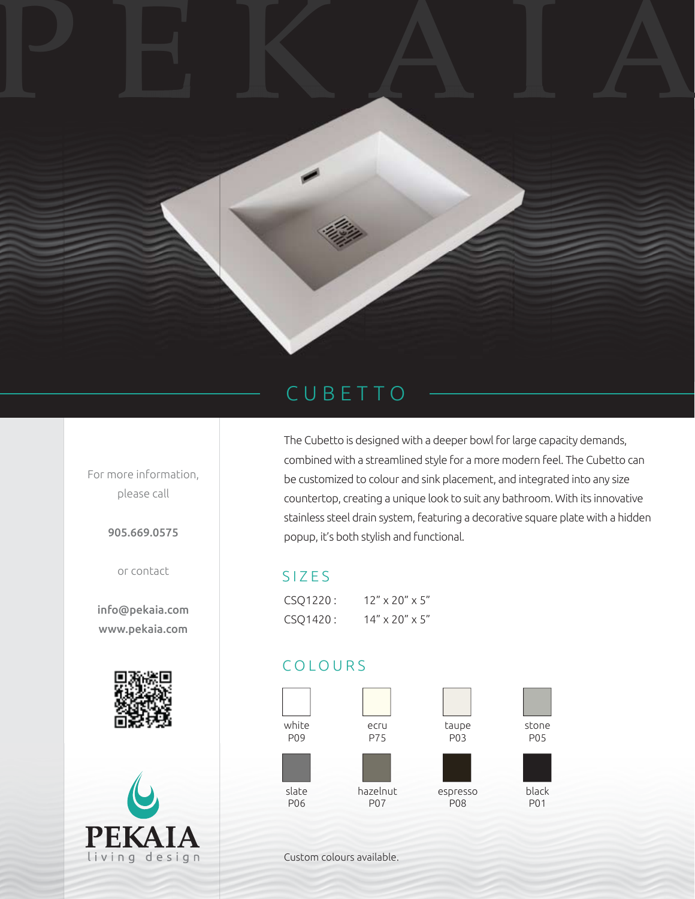# CUBETTO

The Cubetto is designed with a deeper bowl for large capacity demands, combined with a streamlined style for a more modern feel. The Cubetto can be customized to colour and sink placement, and integrated into any size countertop, creating a unique look to suit any bathroom. With its innovative stainless steel drain system, featuring a decorative square plate with a hidden popup, it's both stylish and functional.

## SIZES

| | |
|---|---|
| CSQ1220 : | 12" x 20" x 5" |
| CSQ1420 : | 14" x 20" x 5" |

## COLOURS

| | | | |
|---|---|---|---|
| white P09 | ecru P75 | taupe P03 | stone P05 |
| slate P06 | hazelnut P07 | espresso P08 | black P01 |

Custom colours available.

For more information, please call

**905.669.0575**

or contact

**info@pekaia.com**
**www.pekaia.com**

PEKAIA
living design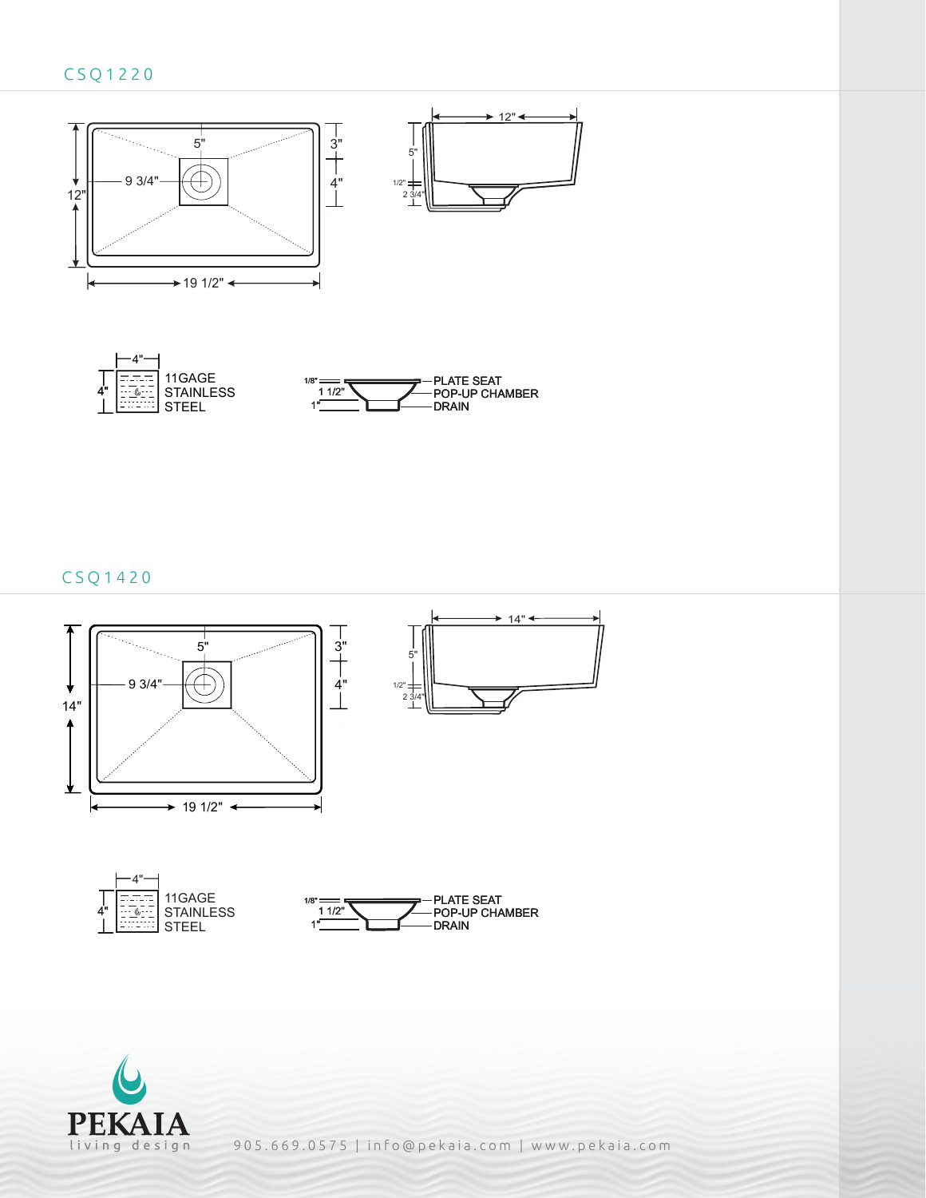## CSQ1220

5"
9 3/4"
12"
3"
4"
19 1/2"

12"
5"
1/2"
2 3/4"

4"
4"
11GAGE
STAINLESS
STEEL

1/8"
1 1/2"
1"
PLATE SEAT
POP-UP CHAMBER
DRAIN

## CSQ1420

5"
9 3/4"
14"
3"
4"
19 1/2"

14"
5"
1/2"
2 3/4"

4"
4"
11GAGE
STAINLESS
STEEL

1/8"
1 1/2"
1"
PLATE SEAT
POP-UP CHAMBER
DRAIN

PEKAIA
living design

905.669.0575 | info@pekaia.com | www.pekaia.com